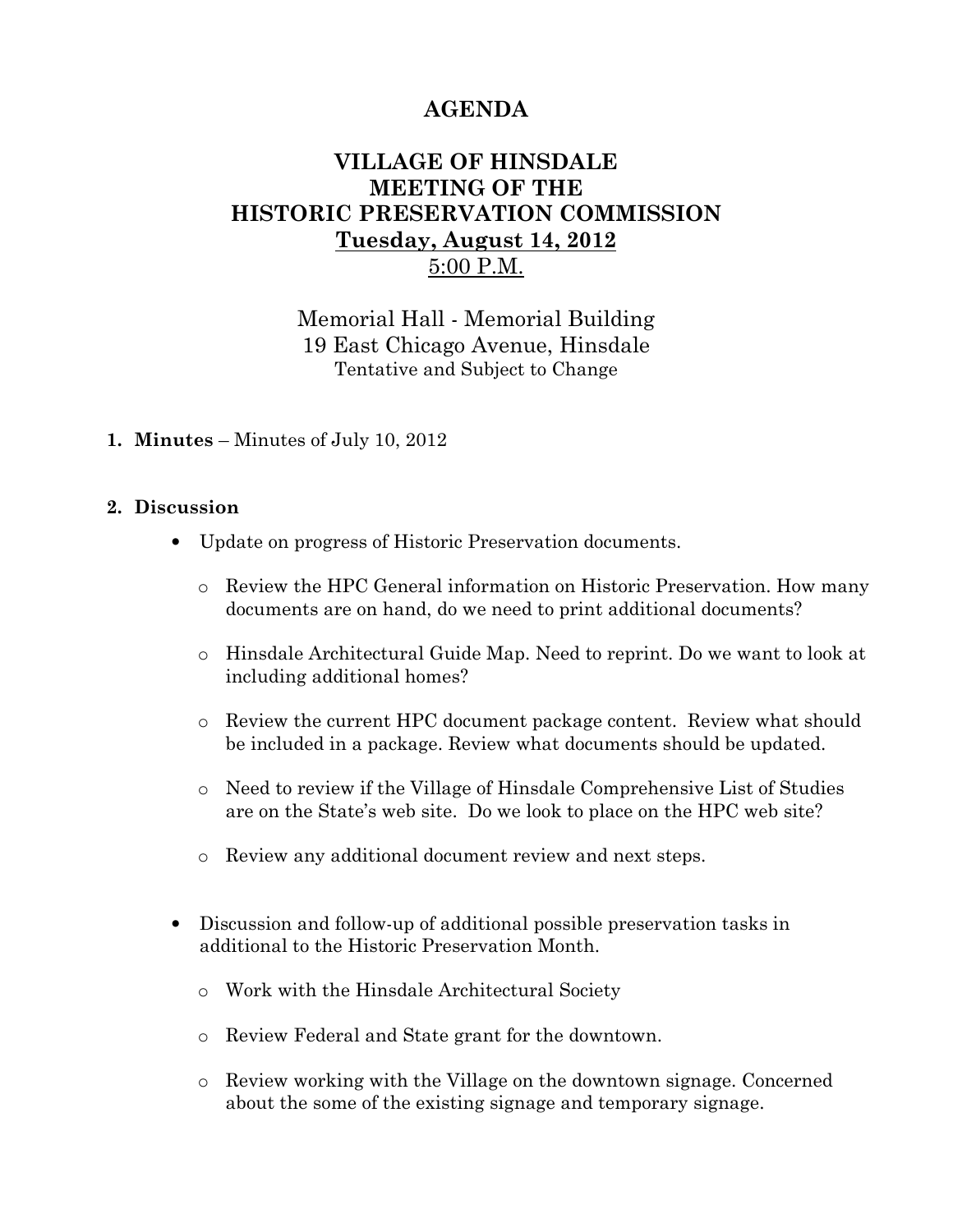# AGENDA

## VILLAGE OF HINSDALE
## MEETING OF THE
## HISTORIC PRESERVATION COMMISSION
## Tuesday, August 14, 2012
5:00 P.M.

Memorial Hall - Memorial Building
19 East Chicago Avenue, Hinsdale
Tentative and Subject to Change

1. **Minutes** – Minutes of July 10, 2012

2. **Discussion**

   - Update on progress of Historic Preservation documents.

     - Review the HPC General information on Historic Preservation. How many documents are on hand, do we need to print additional documents?

     - Hinsdale Architectural Guide Map. Need to reprint. Do we want to look at including additional homes?

     - Review the current HPC document package content. Review what should be included in a package. Review what documents should be updated.

     - Need to review if the Village of Hinsdale Comprehensive List of Studies are on the State's web site. Do we look to place on the HPC web site?

     - Review any additional document review and next steps.

   - Discussion and follow-up of additional possible preservation tasks in additional to the Historic Preservation Month.

     - Work with the Hinsdale Architectural Society

     - Review Federal and State grant for the downtown.

     - Review working with the Village on the downtown signage. Concerned about the some of the existing signage and temporary signage.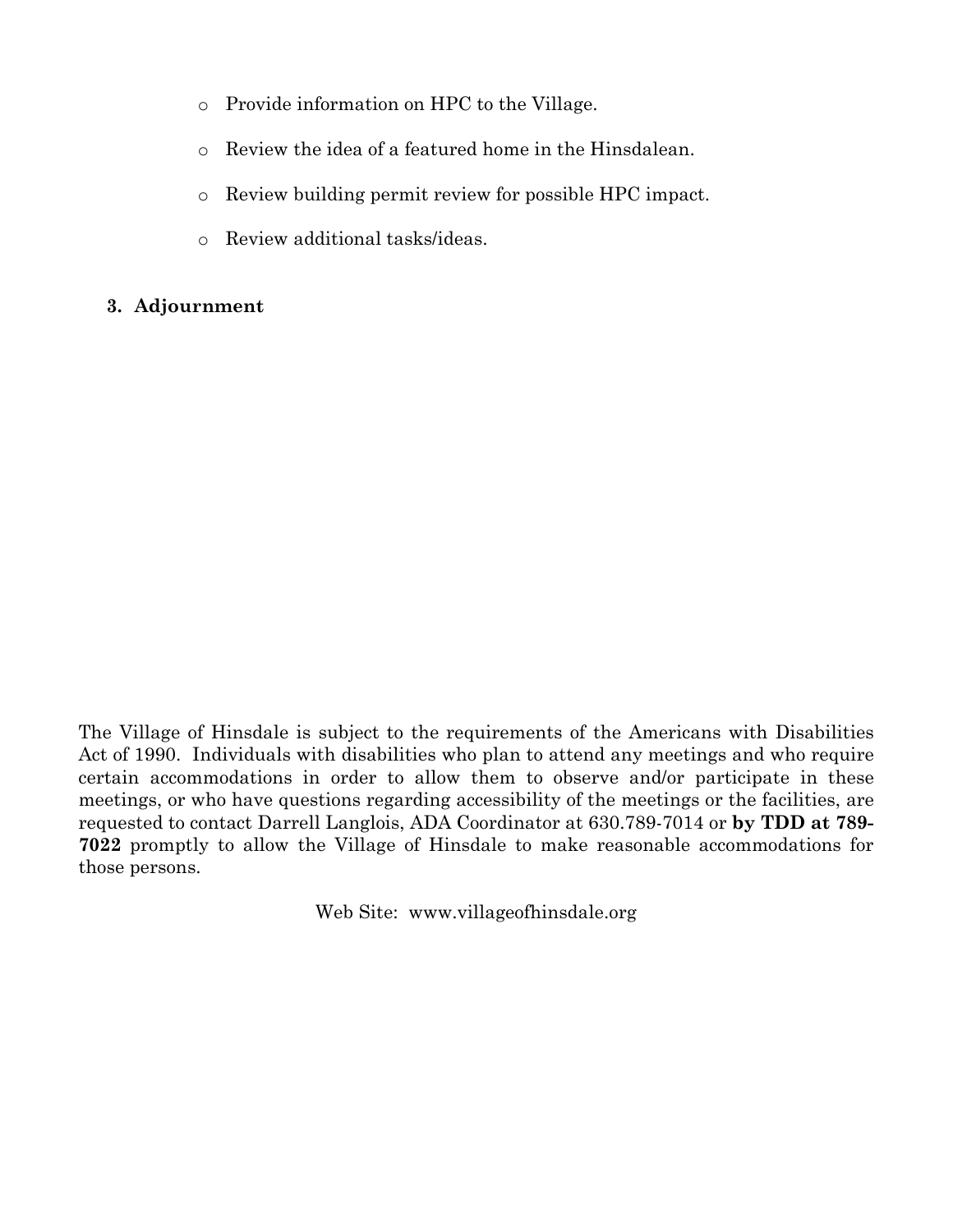- Provide information on HPC to the Village.
- Review the idea of a featured home in the Hinsdalean.
- Review building permit review for possible HPC impact.
- Review additional tasks/ideas.

**3. Adjournment**

The Village of Hinsdale is subject to the requirements of the Americans with Disabilities Act of 1990. Individuals with disabilities who plan to attend any meetings and who require certain accommodations in order to allow them to observe and/or participate in these meetings, or who have questions regarding accessibility of the meetings or the facilities, are requested to contact Darrell Langlois, ADA Coordinator at 630.789-7014 or **by TDD at 789-7022** promptly to allow the Village of Hinsdale to make reasonable accommodations for those persons.

Web Site: www.villageofhinsdale.org